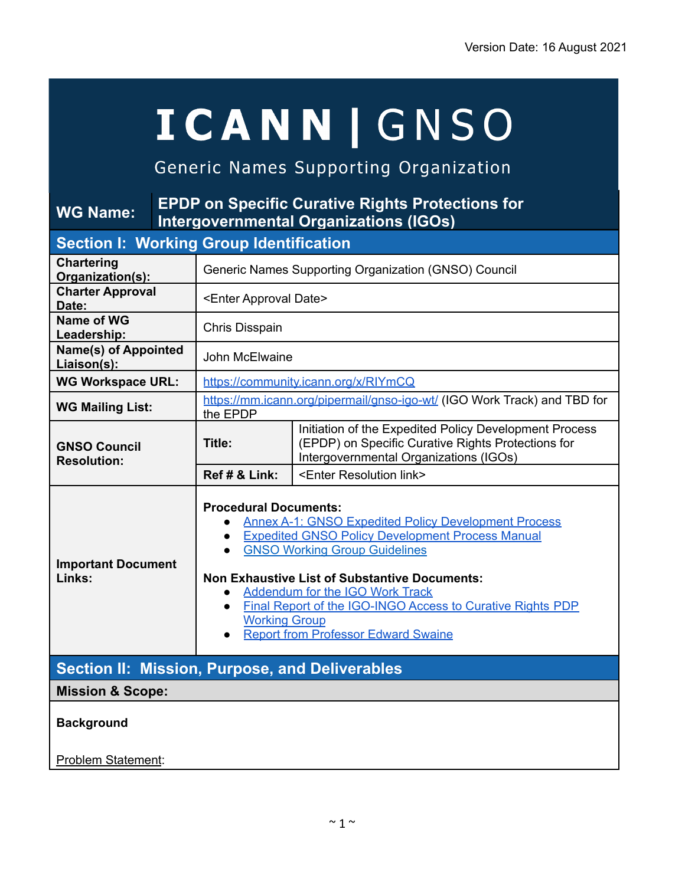Version Date: 16 August 2021

# ICANN | GNSO

Generic Names Supporting Organization

| **WG Name:** | **EPDP on Specific Curative Rights Protections for Intergovernmental Organizations (IGOs)** | |
|---|---|---|
| **Section I: Working Group Identification** | | |
| **Chartering Organization(s):** | Generic Names Supporting Organization (GNSO) Council | |
| **Charter Approval Date:** | <Enter Approval Date> | |
| **Name of WG Leadership:** | Chris Disspain | |
| **Name(s) of Appointed Liaison(s):** | John McElwaine | |
| **WG Workspace URL:** | https://community.icann.org/x/RIYmCQ | |
| **WG Mailing List:** | https://mm.icann.org/pipermail/gnso-igo-wt/ (IGO Work Track) and TBD for the EPDP | |
| **GNSO Council Resolution:** | **Title:** | Initiation of the Expedited Policy Development Process (EPDP) on Specific Curative Rights Protections for Intergovernmental Organizations (IGOs) |
| | **Ref # & Link:** | <Enter Resolution link> |
| **Important Document Links:** | **Procedural Documents:**<br>● Annex A-1: GNSO Expedited Policy Development Process<br>● Expedited GNSO Policy Development Process Manual<br>● GNSO Working Group Guidelines<br><br>**Non Exhaustive List of Substantive Documents:**<br>● Addendum for the IGO Work Track<br>● Final Report of the IGO-INGO Access to Curative Rights PDP Working Group<br>● Report from Professor Edward Swaine | |

## Section II: Mission, Purpose, and Deliverables

### Mission & Scope:

**Background**

Problem Statement: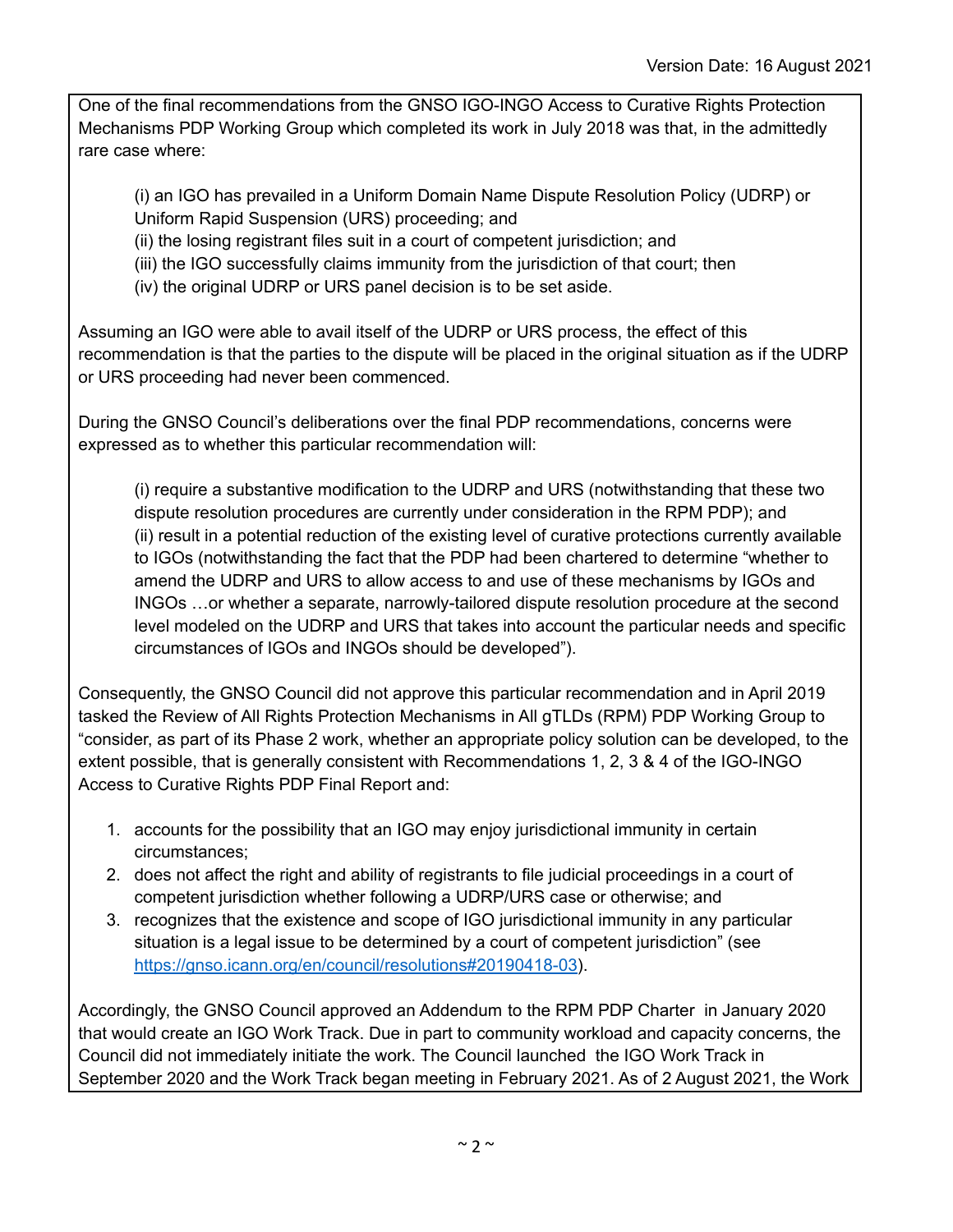One of the final recommendations from the GNSO IGO-INGO Access to Curative Rights Protection Mechanisms PDP Working Group which completed its work in July 2018 was that, in the admittedly rare case where:

> (i) an IGO has prevailed in a Uniform Domain Name Dispute Resolution Policy (UDRP) or Uniform Rapid Suspension (URS) proceeding; and
> (ii) the losing registrant files suit in a court of competent jurisdiction; and
> (iii) the IGO successfully claims immunity from the jurisdiction of that court; then
> (iv) the original UDRP or URS panel decision is to be set aside.

Assuming an IGO were able to avail itself of the UDRP or URS process, the effect of this recommendation is that the parties to the dispute will be placed in the original situation as if the UDRP or URS proceeding had never been commenced.

During the GNSO Council's deliberations over the final PDP recommendations, concerns were expressed as to whether this particular recommendation will:

> (i) require a substantive modification to the UDRP and URS (notwithstanding that these two dispute resolution procedures are currently under consideration in the RPM PDP); and
> (ii) result in a potential reduction of the existing level of curative protections currently available to IGOs (notwithstanding the fact that the PDP had been chartered to determine "whether to amend the UDRP and URS to allow access to and use of these mechanisms by IGOs and INGOs …or whether a separate, narrowly-tailored dispute resolution procedure at the second level modeled on the UDRP and URS that takes into account the particular needs and specific circumstances of IGOs and INGOs should be developed").

Consequently, the GNSO Council did not approve this particular recommendation and in April 2019 tasked the Review of All Rights Protection Mechanisms in All gTLDs (RPM) PDP Working Group to "consider, as part of its Phase 2 work, whether an appropriate policy solution can be developed, to the extent possible, that is generally consistent with Recommendations 1, 2, 3 & 4 of the IGO-INGO Access to Curative Rights PDP Final Report and:

1. accounts for the possibility that an IGO may enjoy jurisdictional immunity in certain circumstances;
2. does not affect the right and ability of registrants to file judicial proceedings in a court of competent jurisdiction whether following a UDRP/URS case or otherwise; and
3. recognizes that the existence and scope of IGO jurisdictional immunity in any particular situation is a legal issue to be determined by a court of competent jurisdiction" (see https://gnso.icann.org/en/council/resolutions#20190418-03).

Accordingly, the GNSO Council approved an Addendum to the RPM PDP Charter in January 2020 that would create an IGO Work Track. Due in part to community workload and capacity concerns, the Council did not immediately initiate the work. The Council launched the IGO Work Track in September 2020 and the Work Track began meeting in February 2021. As of 2 August 2021, the Work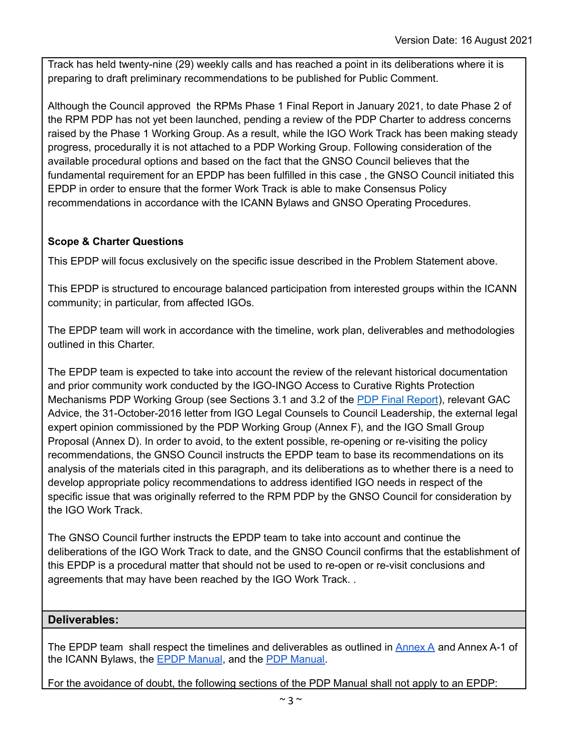Track has held twenty-nine (29) weekly calls and has reached a point in its deliberations where it is preparing to draft preliminary recommendations to be published for Public Comment.

Although the Council approved the RPMs Phase 1 Final Report in January 2021, to date Phase 2 of the RPM PDP has not yet been launched, pending a review of the PDP Charter to address concerns raised by the Phase 1 Working Group. As a result, while the IGO Work Track has been making steady progress, procedurally it is not attached to a PDP Working Group. Following consideration of the available procedural options and based on the fact that the GNSO Council believes that the fundamental requirement for an EPDP has been fulfilled in this case , the GNSO Council initiated this EPDP in order to ensure that the former Work Track is able to make Consensus Policy recommendations in accordance with the ICANN Bylaws and GNSO Operating Procedures.

**Scope & Charter Questions**

This EPDP will focus exclusively on the specific issue described in the Problem Statement above.

This EPDP is structured to encourage balanced participation from interested groups within the ICANN community; in particular, from affected IGOs.

The EPDP team will work in accordance with the timeline, work plan, deliverables and methodologies outlined in this Charter.

The EPDP team is expected to take into account the review of the relevant historical documentation and prior community work conducted by the IGO-INGO Access to Curative Rights Protection Mechanisms PDP Working Group (see Sections 3.1 and 3.2 of the PDP Final Report), relevant GAC Advice, the 31-October-2016 letter from IGO Legal Counsels to Council Leadership, the external legal expert opinion commissioned by the PDP Working Group (Annex F), and the IGO Small Group Proposal (Annex D). In order to avoid, to the extent possible, re-opening or re-visiting the policy recommendations, the GNSO Council instructs the EPDP team to base its recommendations on its analysis of the materials cited in this paragraph, and its deliberations as to whether there is a need to develop appropriate policy recommendations to address identified IGO needs in respect of the specific issue that was originally referred to the RPM PDP by the GNSO Council for consideration by the IGO Work Track.

The GNSO Council further instructs the EPDP team to take into account and continue the deliberations of the IGO Work Track to date, and the GNSO Council confirms that the establishment of this EPDP is a procedural matter that should not be used to re-open or re-visit conclusions and agreements that may have been reached by the IGO Work Track. .

**Deliverables:**

The EPDP team shall respect the timelines and deliverables as outlined in Annex A and Annex A-1 of the ICANN Bylaws, the EPDP Manual, and the PDP Manual.

For the avoidance of doubt, the following sections of the PDP Manual shall not apply to an EPDP: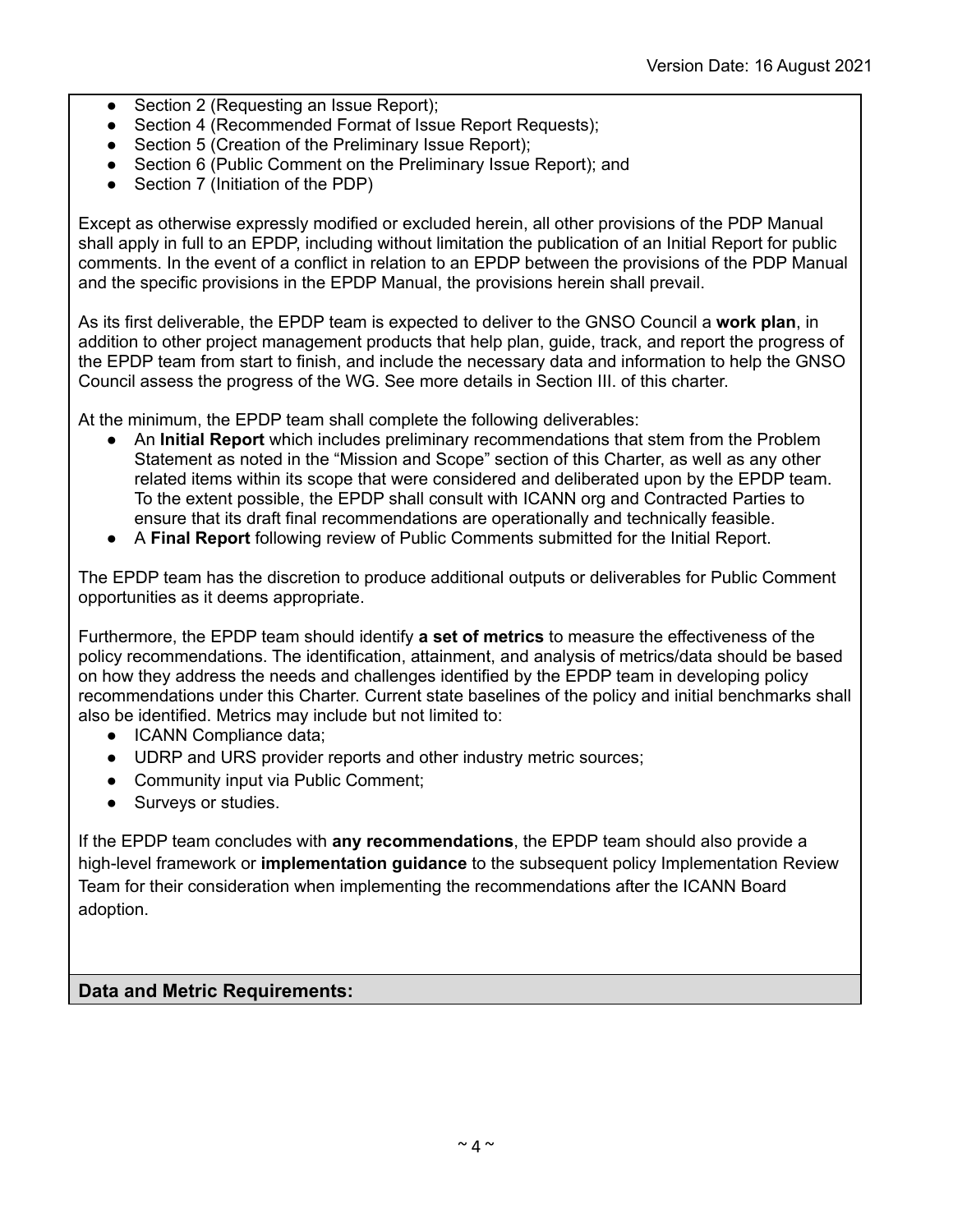- Section 2 (Requesting an Issue Report);
- Section 4 (Recommended Format of Issue Report Requests);
- Section 5 (Creation of the Preliminary Issue Report);
- Section 6 (Public Comment on the Preliminary Issue Report); and
- Section 7 (Initiation of the PDP)

Except as otherwise expressly modified or excluded herein, all other provisions of the PDP Manual shall apply in full to an EPDP, including without limitation the publication of an Initial Report for public comments. In the event of a conflict in relation to an EPDP between the provisions of the PDP Manual and the specific provisions in the EPDP Manual, the provisions herein shall prevail.

As its first deliverable, the EPDP team is expected to deliver to the GNSO Council a **work plan**, in addition to other project management products that help plan, guide, track, and report the progress of the EPDP team from start to finish, and include the necessary data and information to help the GNSO Council assess the progress of the WG. See more details in Section III. of this charter.

At the minimum, the EPDP team shall complete the following deliverables:

- An **Initial Report** which includes preliminary recommendations that stem from the Problem Statement as noted in the "Mission and Scope" section of this Charter, as well as any other related items within its scope that were considered and deliberated upon by the EPDP team. To the extent possible, the EPDP shall consult with ICANN org and Contracted Parties to ensure that its draft final recommendations are operationally and technically feasible.
- A **Final Report** following review of Public Comments submitted for the Initial Report.

The EPDP team has the discretion to produce additional outputs or deliverables for Public Comment opportunities as it deems appropriate.

Furthermore, the EPDP team should identify **a set of metrics** to measure the effectiveness of the policy recommendations. The identification, attainment, and analysis of metrics/data should be based on how they address the needs and challenges identified by the EPDP team in developing policy recommendations under this Charter. Current state baselines of the policy and initial benchmarks shall also be identified. Metrics may include but not limited to:

- ICANN Compliance data;
- UDRP and URS provider reports and other industry metric sources;
- Community input via Public Comment;
- Surveys or studies.

If the EPDP team concludes with **any recommendations**, the EPDP team should also provide a high-level framework or **implementation guidance** to the subsequent policy Implementation Review Team for their consideration when implementing the recommendations after the ICANN Board adoption.

**Data and Metric Requirements:**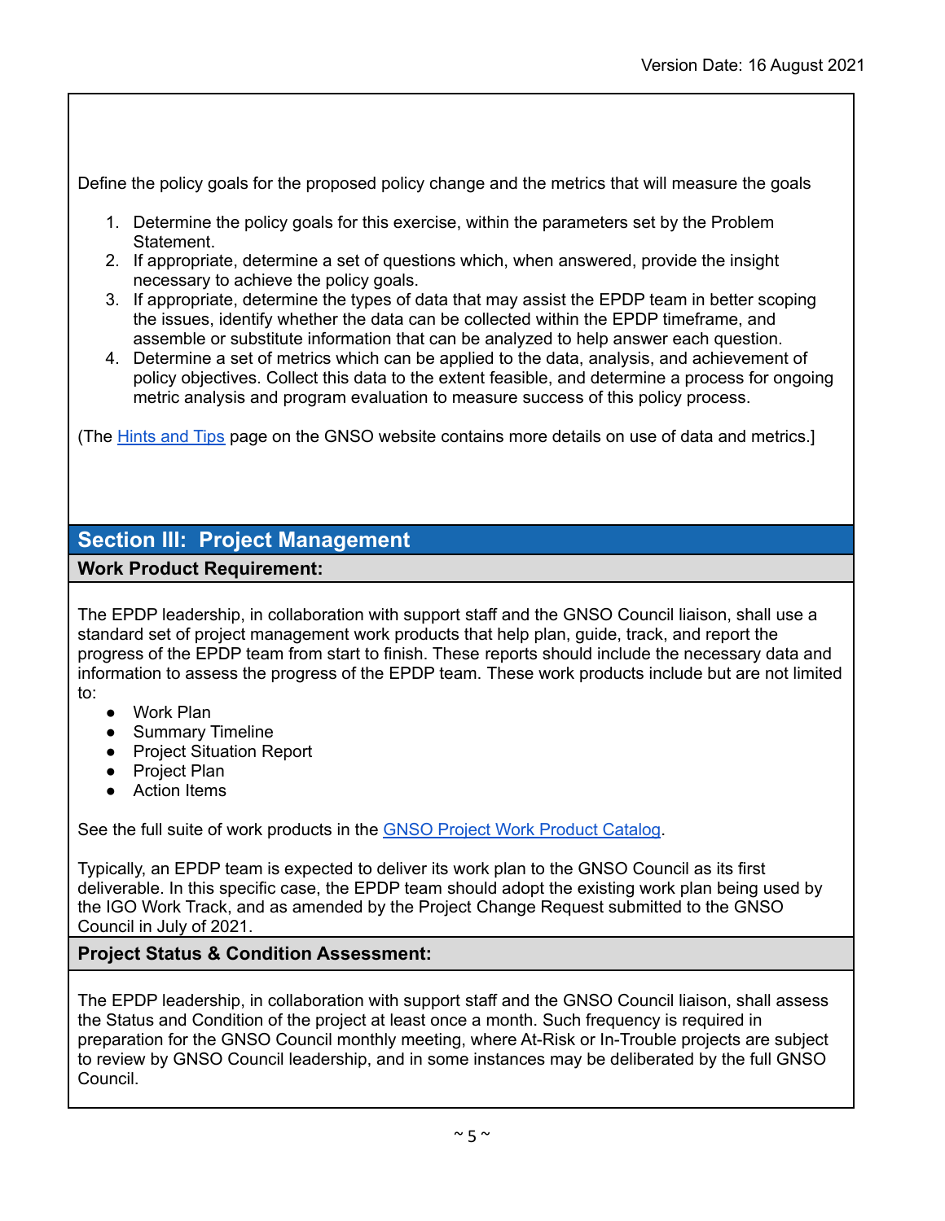Define the policy goals for the proposed policy change and the metrics that will measure the goals

1. Determine the policy goals for this exercise, within the parameters set by the Problem Statement.
2. If appropriate, determine a set of questions which, when answered, provide the insight necessary to achieve the policy goals.
3. If appropriate, determine the types of data that may assist the EPDP team in better scoping the issues, identify whether the data can be collected within the EPDP timeframe, and assemble or substitute information that can be analyzed to help answer each question.
4. Determine a set of metrics which can be applied to the data, analysis, and achievement of policy objectives. Collect this data to the extent feasible, and determine a process for ongoing metric analysis and program evaluation to measure success of this policy process.

(The Hints and Tips page on the GNSO website contains more details on use of data and metrics.]

## Section III: Project Management

### Work Product Requirement:

The EPDP leadership, in collaboration with support staff and the GNSO Council liaison, shall use a standard set of project management work products that help plan, guide, track, and report the progress of the EPDP team from start to finish. These reports should include the necessary data and information to assess the progress of the EPDP team. These work products include but are not limited to:

- Work Plan
- Summary Timeline
- Project Situation Report
- Project Plan
- Action Items

See the full suite of work products in the GNSO Project Work Product Catalog.

Typically, an EPDP team is expected to deliver its work plan to the GNSO Council as its first deliverable. In this specific case, the EPDP team should adopt the existing work plan being used by the IGO Work Track, and as amended by the Project Change Request submitted to the GNSO Council in July of 2021.

### Project Status & Condition Assessment:

The EPDP leadership, in collaboration with support staff and the GNSO Council liaison, shall assess the Status and Condition of the project at least once a month. Such frequency is required in preparation for the GNSO Council monthly meeting, where At-Risk or In-Trouble projects are subject to review by GNSO Council leadership, and in some instances may be deliberated by the full GNSO Council.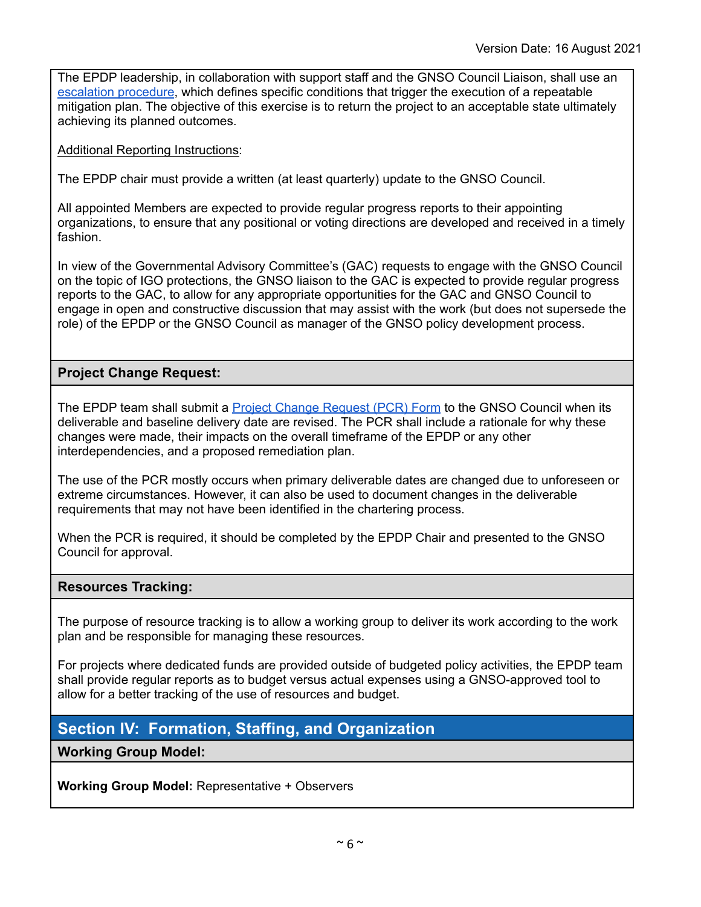The EPDP leadership, in collaboration with support staff and the GNSO Council Liaison, shall use an escalation procedure, which defines specific conditions that trigger the execution of a repeatable mitigation plan. The objective of this exercise is to return the project to an acceptable state ultimately achieving its planned outcomes.

Additional Reporting Instructions:

The EPDP chair must provide a written (at least quarterly) update to the GNSO Council.

All appointed Members are expected to provide regular progress reports to their appointing organizations, to ensure that any positional or voting directions are developed and received in a timely fashion.

In view of the Governmental Advisory Committee's (GAC) requests to engage with the GNSO Council on the topic of IGO protections, the GNSO liaison to the GAC is expected to provide regular progress reports to the GAC, to allow for any appropriate opportunities for the GAC and GNSO Council to engage in open and constructive discussion that may assist with the work (but does not supersede the role) of the EPDP or the GNSO Council as manager of the GNSO policy development process.

### Project Change Request:

The EPDP team shall submit a Project Change Request (PCR) Form to the GNSO Council when its deliverable and baseline delivery date are revised. The PCR shall include a rationale for why these changes were made, their impacts on the overall timeframe of the EPDP or any other interdependencies, and a proposed remediation plan.

The use of the PCR mostly occurs when primary deliverable dates are changed due to unforeseen or extreme circumstances. However, it can also be used to document changes in the deliverable requirements that may not have been identified in the chartering process.

When the PCR is required, it should be completed by the EPDP Chair and presented to the GNSO Council for approval.

### Resources Tracking:

The purpose of resource tracking is to allow a working group to deliver its work according to the work plan and be responsible for managing these resources.

For projects where dedicated funds are provided outside of budgeted policy activities, the EPDP team shall provide regular reports as to budget versus actual expenses using a GNSO-approved tool to allow for a better tracking of the use of resources and budget.

## Section IV: Formation, Staffing, and Organization

### Working Group Model:

**Working Group Model:** Representative + Observers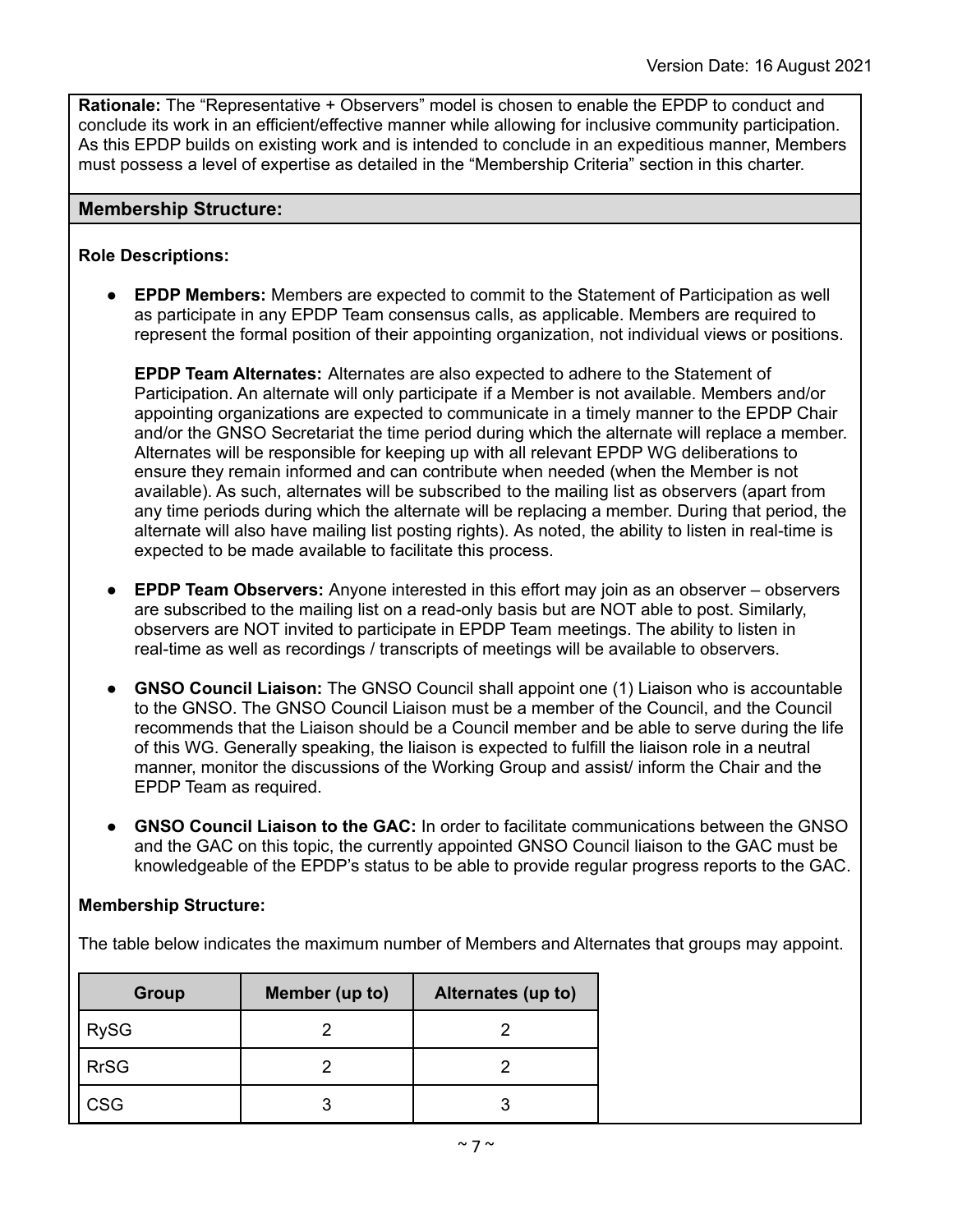**Rationale:** The "Representative + Observers" model is chosen to enable the EPDP to conduct and conclude its work in an efficient/effective manner while allowing for inclusive community participation. As this EPDP builds on existing work and is intended to conclude in an expeditious manner, Members must possess a level of expertise as detailed in the "Membership Criteria" section in this charter.

## Membership Structure:

**Role Descriptions:**

- **EPDP Members:** Members are expected to commit to the Statement of Participation as well as participate in any EPDP Team consensus calls, as applicable. Members are required to represent the formal position of their appointing organization, not individual views or positions.

  **EPDP Team Alternates:** Alternates are also expected to adhere to the Statement of Participation. An alternate will only participate if a Member is not available. Members and/or appointing organizations are expected to communicate in a timely manner to the EPDP Chair and/or the GNSO Secretariat the time period during which the alternate will replace a member. Alternates will be responsible for keeping up with all relevant EPDP WG deliberations to ensure they remain informed and can contribute when needed (when the Member is not available). As such, alternates will be subscribed to the mailing list as observers (apart from any time periods during which the alternate will be replacing a member. During that period, the alternate will also have mailing list posting rights). As noted, the ability to listen in real-time is expected to be made available to facilitate this process.

- **EPDP Team Observers:** Anyone interested in this effort may join as an observer – observers are subscribed to the mailing list on a read-only basis but are NOT able to post. Similarly, observers are NOT invited to participate in EPDP Team meetings. The ability to listen in real-time as well as recordings / transcripts of meetings will be available to observers.

- **GNSO Council Liaison:** The GNSO Council shall appoint one (1) Liaison who is accountable to the GNSO. The GNSO Council Liaison must be a member of the Council, and the Council recommends that the Liaison should be a Council member and be able to serve during the life of this WG. Generally speaking, the liaison is expected to fulfill the liaison role in a neutral manner, monitor the discussions of the Working Group and assist/ inform the Chair and the EPDP Team as required.

- **GNSO Council Liaison to the GAC:** In order to facilitate communications between the GNSO and the GAC on this topic, the currently appointed GNSO Council liaison to the GAC must be knowledgeable of the EPDP's status to be able to provide regular progress reports to the GAC.

**Membership Structure:**

The table below indicates the maximum number of Members and Alternates that groups may appoint.

| Group | Member (up to) | Alternates (up to) |
|---|---|---|
| RySG | 2 | 2 |
| RrSG | 2 | 2 |
| CSG | 3 | 3 |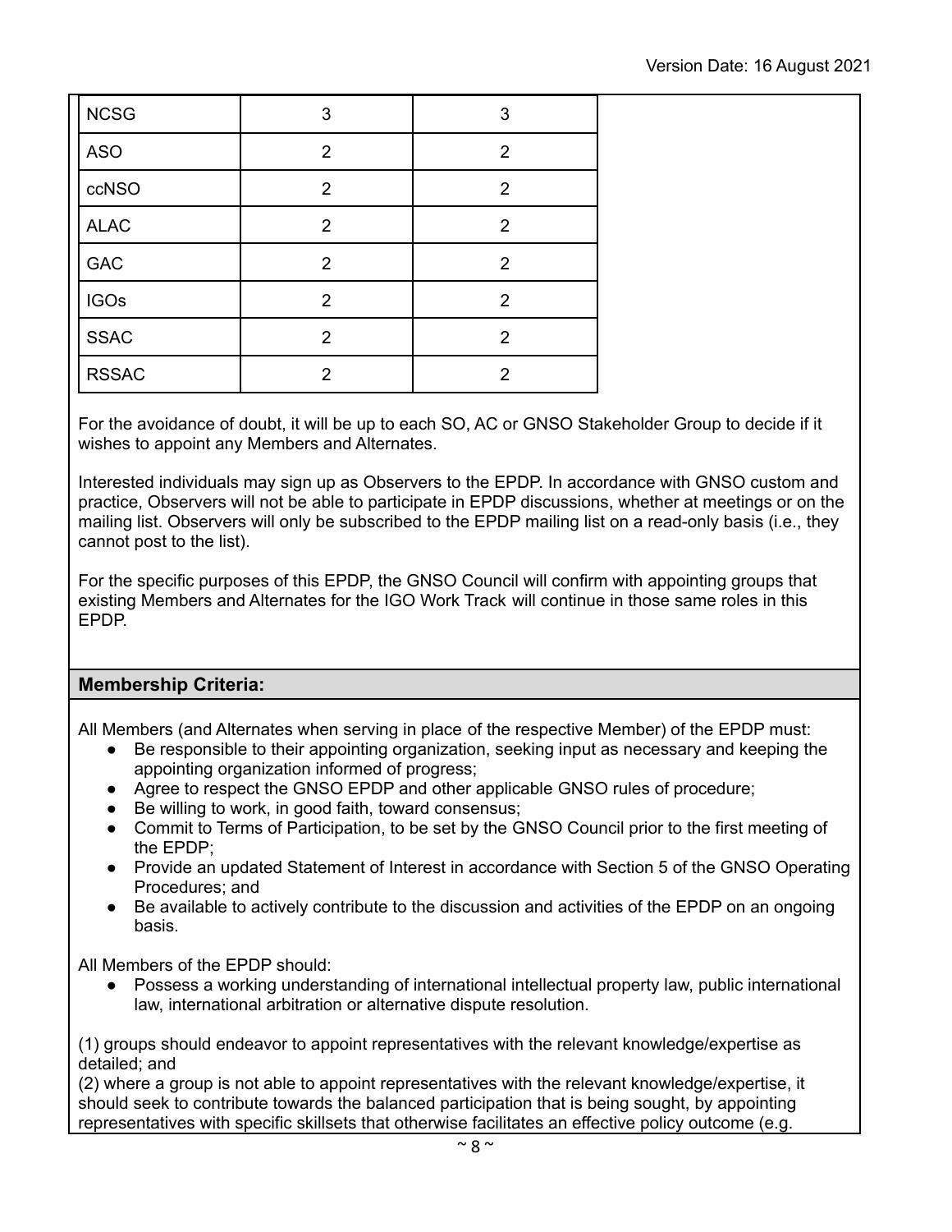| | | |
|---|---|---|
| NCSG | 3 | 3 |
| ASO | 2 | 2 |
| ccNSO | 2 | 2 |
| ALAC | 2 | 2 |
| GAC | 2 | 2 |
| IGOs | 2 | 2 |
| SSAC | 2 | 2 |
| RSSAC | 2 | 2 |

For the avoidance of doubt, it will be up to each SO, AC or GNSO Stakeholder Group to decide if it wishes to appoint any Members and Alternates.

Interested individuals may sign up as Observers to the EPDP. In accordance with GNSO custom and practice, Observers will not be able to participate in EPDP discussions, whether at meetings or on the mailing list. Observers will only be subscribed to the EPDP mailing list on a read-only basis (i.e., they cannot post to the list).

For the specific purposes of this EPDP, the GNSO Council will confirm with appointing groups that existing Members and Alternates for the IGO Work Track will continue in those same roles in this EPDP.

**Membership Criteria:**

All Members (and Alternates when serving in place of the respective Member) of the EPDP must:

- Be responsible to their appointing organization, seeking input as necessary and keeping the appointing organization informed of progress;
- Agree to respect the GNSO EPDP and other applicable GNSO rules of procedure;
- Be willing to work, in good faith, toward consensus;
- Commit to Terms of Participation, to be set by the GNSO Council prior to the first meeting of the EPDP;
- Provide an updated Statement of Interest in accordance with Section 5 of the GNSO Operating Procedures; and
- Be available to actively contribute to the discussion and activities of the EPDP on an ongoing basis.

All Members of the EPDP should:

- Possess a working understanding of international intellectual property law, public international law, international arbitration or alternative dispute resolution.

(1) groups should endeavor to appoint representatives with the relevant knowledge/expertise as detailed; and
(2) where a group is not able to appoint representatives with the relevant knowledge/expertise, it should seek to contribute towards the balanced participation that is being sought, by appointing representatives with specific skillsets that otherwise facilitates an effective policy outcome (e.g.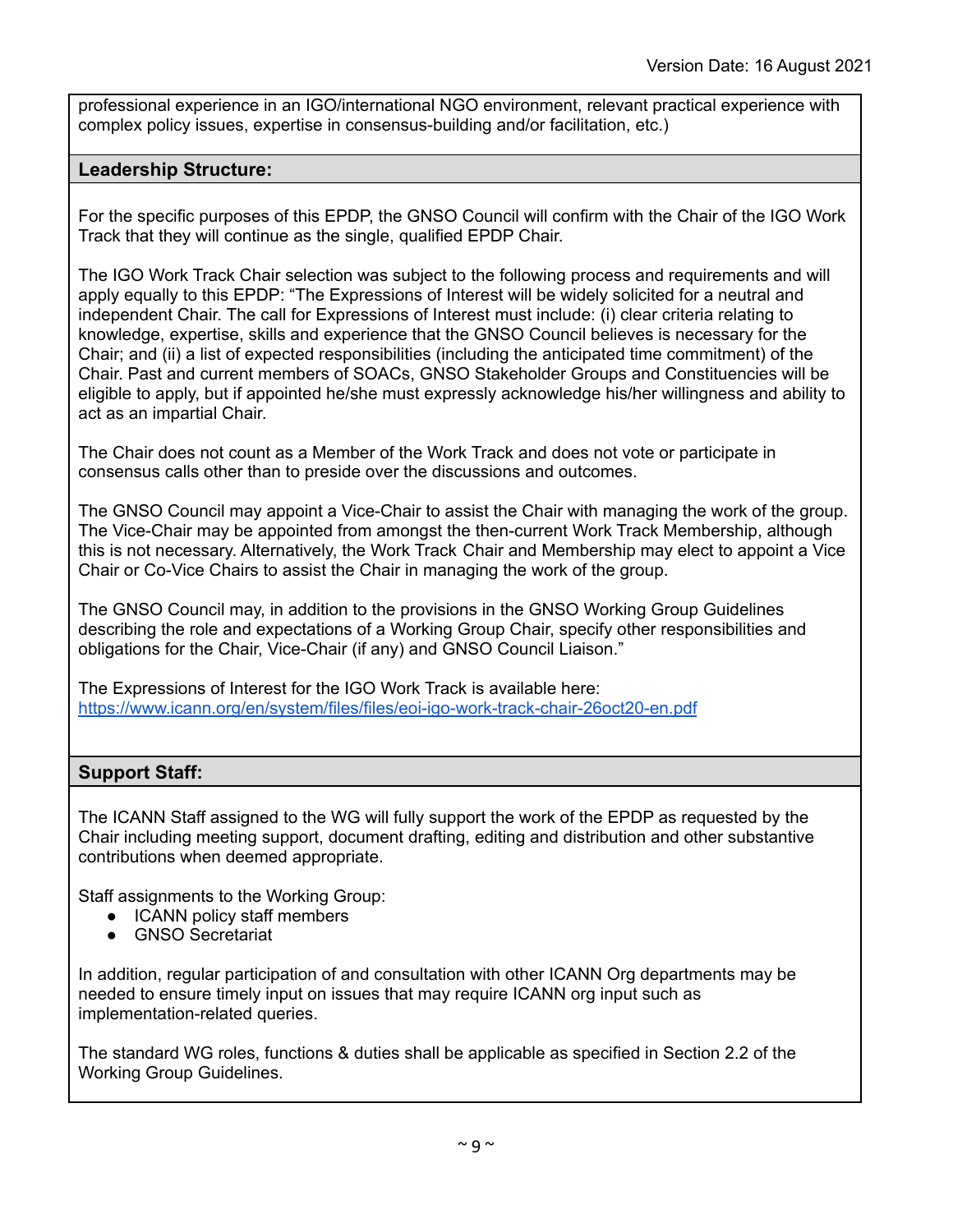professional experience in an IGO/international NGO environment, relevant practical experience with complex policy issues, expertise in consensus-building and/or facilitation, etc.)

## Leadership Structure:

For the specific purposes of this EPDP, the GNSO Council will confirm with the Chair of the IGO Work Track that they will continue as the single, qualified EPDP Chair.

The IGO Work Track Chair selection was subject to the following process and requirements and will apply equally to this EPDP: "The Expressions of Interest will be widely solicited for a neutral and independent Chair. The call for Expressions of Interest must include: (i) clear criteria relating to knowledge, expertise, skills and experience that the GNSO Council believes is necessary for the Chair; and (ii) a list of expected responsibilities (including the anticipated time commitment) of the Chair. Past and current members of SOACs, GNSO Stakeholder Groups and Constituencies will be eligible to apply, but if appointed he/she must expressly acknowledge his/her willingness and ability to act as an impartial Chair.

The Chair does not count as a Member of the Work Track and does not vote or participate in consensus calls other than to preside over the discussions and outcomes.

The GNSO Council may appoint a Vice-Chair to assist the Chair with managing the work of the group. The Vice-Chair may be appointed from amongst the then-current Work Track Membership, although this is not necessary. Alternatively, the Work Track Chair and Membership may elect to appoint a Vice Chair or Co-Vice Chairs to assist the Chair in managing the work of the group.

The GNSO Council may, in addition to the provisions in the GNSO Working Group Guidelines describing the role and expectations of a Working Group Chair, specify other responsibilities and obligations for the Chair, Vice-Chair (if any) and GNSO Council Liaison."

The Expressions of Interest for the IGO Work Track is available here: [https://www.icann.org/en/system/files/files/eoi-igo-work-track-chair-26oct20-en.pdf](https://www.icann.org/en/system/files/files/eoi-igo-work-track-chair-26oct20-en.pdf)

## Support Staff:

The ICANN Staff assigned to the WG will fully support the work of the EPDP as requested by the Chair including meeting support, document drafting, editing and distribution and other substantive contributions when deemed appropriate.

Staff assignments to the Working Group:

- ICANN policy staff members
- GNSO Secretariat

In addition, regular participation of and consultation with other ICANN Org departments may be needed to ensure timely input on issues that may require ICANN org input such as implementation-related queries.

The standard WG roles, functions & duties shall be applicable as specified in Section 2.2 of the Working Group Guidelines.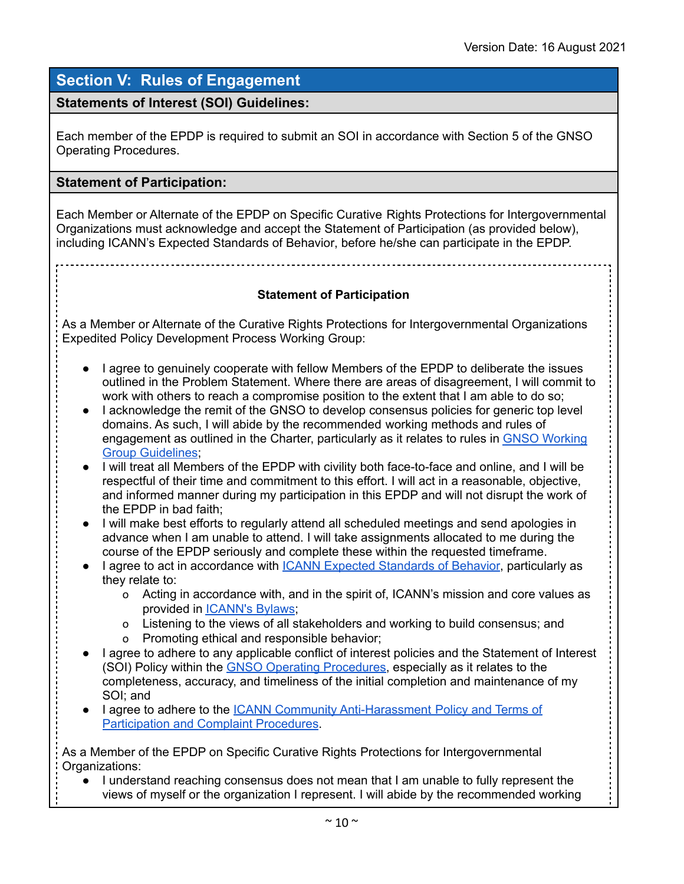## Section V: Rules of Engagement

### Statements of Interest (SOI) Guidelines:

Each member of the EPDP is required to submit an SOI in accordance with Section 5 of the GNSO Operating Procedures.

### Statement of Participation:

Each Member or Alternate of the EPDP on Specific Curative Rights Protections for Intergovernmental Organizations must acknowledge and accept the Statement of Participation (as provided below), including ICANN's Expected Standards of Behavior, before he/she can participate in the EPDP.

**Statement of Participation**

As a Member or Alternate of the Curative Rights Protections for Intergovernmental Organizations Expedited Policy Development Process Working Group:

- I agree to genuinely cooperate with fellow Members of the EPDP to deliberate the issues outlined in the Problem Statement. Where there are areas of disagreement, I will commit to work with others to reach a compromise position to the extent that I am able to do so;
- I acknowledge the remit of the GNSO to develop consensus policies for generic top level domains. As such, I will abide by the recommended working methods and rules of engagement as outlined in the Charter, particularly as it relates to rules in [GNSO Working Group Guidelines];
- I will treat all Members of the EPDP with civility both face-to-face and online, and I will be respectful of their time and commitment to this effort. I will act in a reasonable, objective, and informed manner during my participation in this EPDP and will not disrupt the work of the EPDP in bad faith;
- I will make best efforts to regularly attend all scheduled meetings and send apologies in advance when I am unable to attend. I will take assignments allocated to me during the course of the EPDP seriously and complete these within the requested timeframe.
- I agree to act in accordance with [ICANN Expected Standards of Behavior], particularly as they relate to:
  - Acting in accordance with, and in the spirit of, ICANN's mission and core values as provided in [ICANN's Bylaws];
  - Listening to the views of all stakeholders and working to build consensus; and
  - Promoting ethical and responsible behavior;
- I agree to adhere to any applicable conflict of interest policies and the Statement of Interest (SOI) Policy within the [GNSO Operating Procedures], especially as it relates to the completeness, accuracy, and timeliness of the initial completion and maintenance of my SOI; and
- I agree to adhere to the [ICANN Community Anti-Harassment Policy and Terms of Participation and Complaint Procedures].

As a Member of the EPDP on Specific Curative Rights Protections for Intergovernmental Organizations:

- I understand reaching consensus does not mean that I am unable to fully represent the views of myself or the organization I represent. I will abide by the recommended working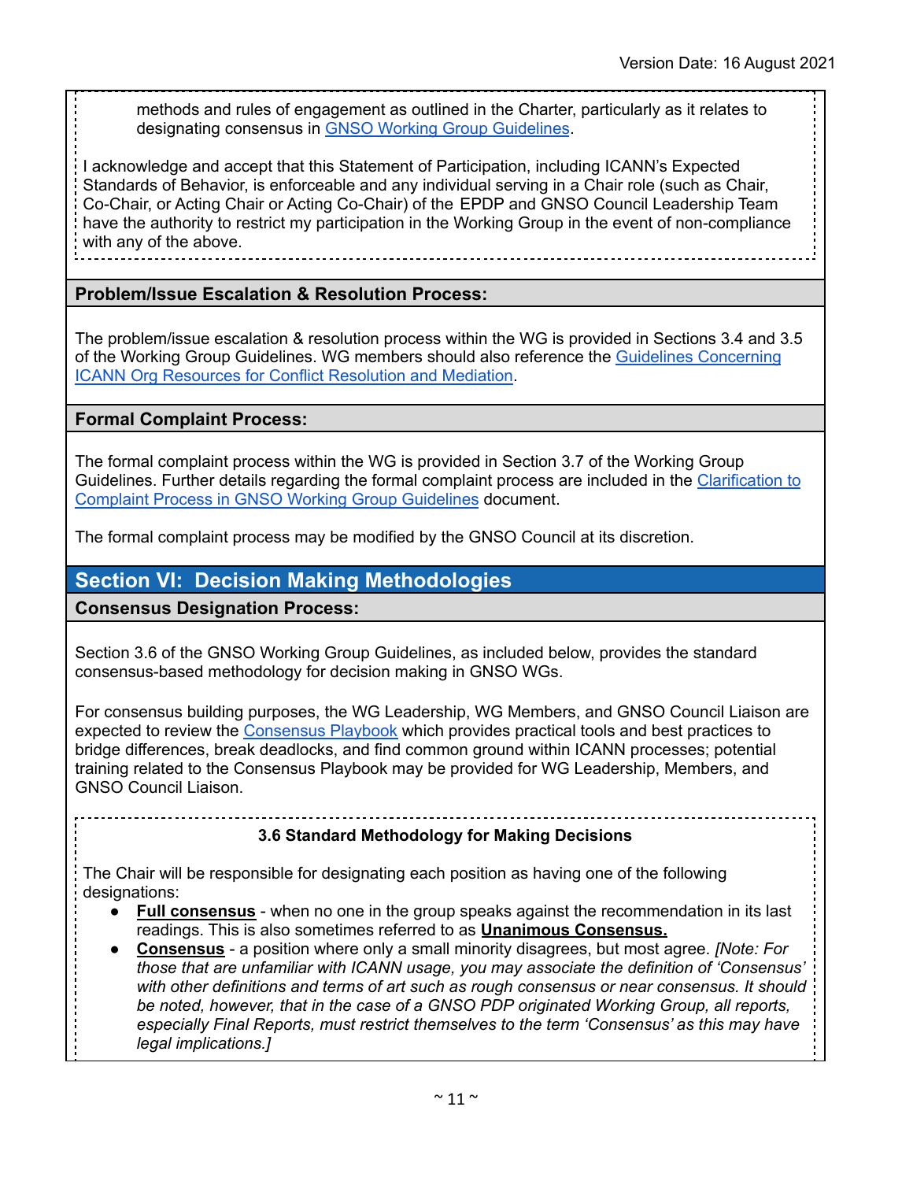methods and rules of engagement as outlined in the Charter, particularly as it relates to designating consensus in GNSO Working Group Guidelines.

I acknowledge and accept that this Statement of Participation, including ICANN's Expected Standards of Behavior, is enforceable and any individual serving in a Chair role (such as Chair, Co-Chair, or Acting Chair or Acting Co-Chair) of the EPDP and GNSO Council Leadership Team have the authority to restrict my participation in the Working Group in the event of non-compliance with any of the above.

### Problem/Issue Escalation & Resolution Process:

The problem/issue escalation & resolution process within the WG is provided in Sections 3.4 and 3.5 of the Working Group Guidelines. WG members should also reference the Guidelines Concerning ICANN Org Resources for Conflict Resolution and Mediation.

### Formal Complaint Process:

The formal complaint process within the WG is provided in Section 3.7 of the Working Group Guidelines. Further details regarding the formal complaint process are included in the Clarification to Complaint Process in GNSO Working Group Guidelines document.

The formal complaint process may be modified by the GNSO Council at its discretion.

## Section VI: Decision Making Methodologies

### Consensus Designation Process:

Section 3.6 of the GNSO Working Group Guidelines, as included below, provides the standard consensus-based methodology for decision making in GNSO WGs.

For consensus building purposes, the WG Leadership, WG Members, and GNSO Council Liaison are expected to review the Consensus Playbook which provides practical tools and best practices to bridge differences, break deadlocks, and find common ground within ICANN processes; potential training related to the Consensus Playbook may be provided for WG Leadership, Members, and GNSO Council Liaison.

**3.6 Standard Methodology for Making Decisions**

The Chair will be responsible for designating each position as having one of the following designations:

- **Full consensus** - when no one in the group speaks against the recommendation in its last readings. This is also sometimes referred to as **Unanimous Consensus.**
- **Consensus** - a position where only a small minority disagrees, but most agree. *[Note: For those that are unfamiliar with ICANN usage, you may associate the definition of 'Consensus' with other definitions and terms of art such as rough consensus or near consensus. It should be noted, however, that in the case of a GNSO PDP originated Working Group, all reports, especially Final Reports, must restrict themselves to the term 'Consensus' as this may have legal implications.]*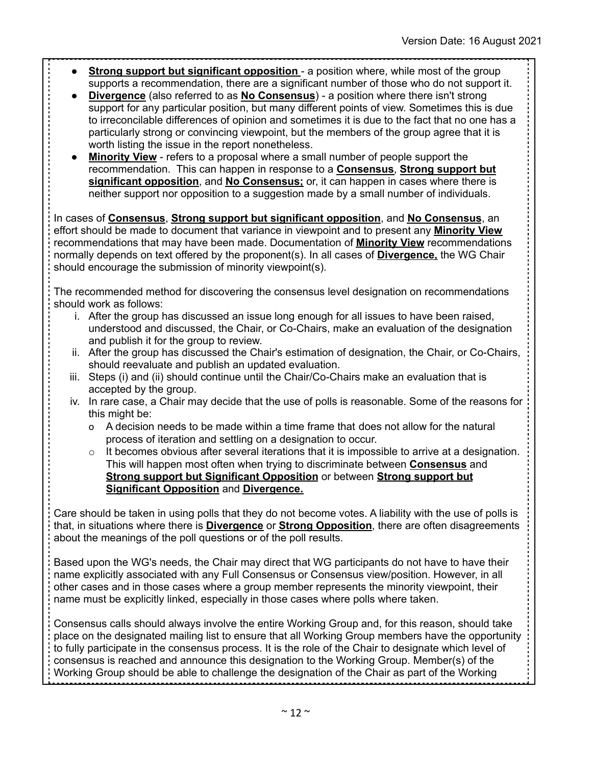- **Strong support but significant opposition** - a position where, while most of the group supports a recommendation, there are a significant number of those who do not support it.
- **Divergence** (also referred to as **No Consensus**) - a position where there isn't strong support for any particular position, but many different points of view. Sometimes this is due to irreconcilable differences of opinion and sometimes it is due to the fact that no one has a particularly strong or convincing viewpoint, but the members of the group agree that it is worth listing the issue in the report nonetheless.
- **Minority View** - refers to a proposal where a small number of people support the recommendation. This can happen in response to a **Consensus**, **Strong support but significant opposition**, and **No Consensus;** or, it can happen in cases where there is neither support nor opposition to a suggestion made by a small number of individuals.

In cases of **Consensus**, **Strong support but significant opposition**, and **No Consensus**, an effort should be made to document that variance in viewpoint and to present any **Minority View** recommendations that may have been made. Documentation of **Minority View** recommendations normally depends on text offered by the proponent(s). In all cases of **Divergence,** the WG Chair should encourage the submission of minority viewpoint(s).

The recommended method for discovering the consensus level designation on recommendations should work as follows:

i. After the group has discussed an issue long enough for all issues to have been raised, understood and discussed, the Chair, or Co-Chairs, make an evaluation of the designation and publish it for the group to review.
ii. After the group has discussed the Chair's estimation of designation, the Chair, or Co-Chairs, should reevaluate and publish an updated evaluation.
iii. Steps (i) and (ii) should continue until the Chair/Co-Chairs make an evaluation that is accepted by the group.
iv. In rare case, a Chair may decide that the use of polls is reasonable. Some of the reasons for this might be:
    - A decision needs to be made within a time frame that does not allow for the natural process of iteration and settling on a designation to occur.
    - It becomes obvious after several iterations that it is impossible to arrive at a designation. This will happen most often when trying to discriminate between **Consensus** and **Strong support but Significant Opposition** or between **Strong support but Significant Opposition** and **Divergence.**

Care should be taken in using polls that they do not become votes. A liability with the use of polls is that, in situations where there is **Divergence** or **Strong Opposition**, there are often disagreements about the meanings of the poll questions or of the poll results.

Based upon the WG's needs, the Chair may direct that WG participants do not have to have their name explicitly associated with any Full Consensus or Consensus view/position. However, in all other cases and in those cases where a group member represents the minority viewpoint, their name must be explicitly linked, especially in those cases where polls where taken.

Consensus calls should always involve the entire Working Group and, for this reason, should take place on the designated mailing list to ensure that all Working Group members have the opportunity to fully participate in the consensus process. It is the role of the Chair to designate which level of consensus is reached and announce this designation to the Working Group. Member(s) of the Working Group should be able to challenge the designation of the Chair as part of the Working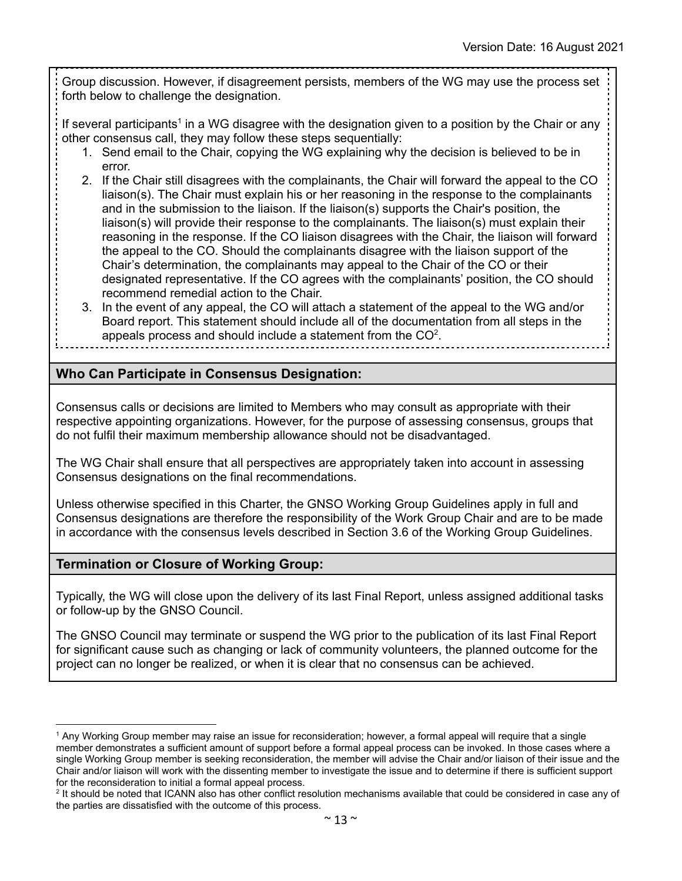Group discussion. However, if disagreement persists, members of the WG may use the process set forth below to challenge the designation.

If several participants[1] in a WG disagree with the designation given to a position by the Chair or any other consensus call, they may follow these steps sequentially:

1. Send email to the Chair, copying the WG explaining why the decision is believed to be in error.
2. If the Chair still disagrees with the complainants, the Chair will forward the appeal to the CO liaison(s). The Chair must explain his or her reasoning in the response to the complainants and in the submission to the liaison. If the liaison(s) supports the Chair's position, the liaison(s) will provide their response to the complainants. The liaison(s) must explain their reasoning in the response. If the CO liaison disagrees with the Chair, the liaison will forward the appeal to the CO. Should the complainants disagree with the liaison support of the Chair's determination, the complainants may appeal to the Chair of the CO or their designated representative. If the CO agrees with the complainants' position, the CO should recommend remedial action to the Chair.
3. In the event of any appeal, the CO will attach a statement of the appeal to the WG and/or Board report. This statement should include all of the documentation from all steps in the appeals process and should include a statement from the CO[2].

## Who Can Participate in Consensus Designation:

Consensus calls or decisions are limited to Members who may consult as appropriate with their respective appointing organizations. However, for the purpose of assessing consensus, groups that do not fulfil their maximum membership allowance should not be disadvantaged.

The WG Chair shall ensure that all perspectives are appropriately taken into account in assessing Consensus designations on the final recommendations.

Unless otherwise specified in this Charter, the GNSO Working Group Guidelines apply in full and Consensus designations are therefore the responsibility of the Work Group Chair and are to be made in accordance with the consensus levels described in Section 3.6 of the Working Group Guidelines.

## Termination or Closure of Working Group:

Typically, the WG will close upon the delivery of its last Final Report, unless assigned additional tasks or follow-up by the GNSO Council.

The GNSO Council may terminate or suspend the WG prior to the publication of its last Final Report for significant cause such as changing or lack of community volunteers, the planned outcome for the project can no longer be realized, or when it is clear that no consensus can be achieved.

---

[1] Any Working Group member may raise an issue for reconsideration; however, a formal appeal will require that a single member demonstrates a sufficient amount of support before a formal appeal process can be invoked. In those cases where a single Working Group member is seeking reconsideration, the member will advise the Chair and/or liaison of their issue and the Chair and/or liaison will work with the dissenting member to investigate the issue and to determine if there is sufficient support for the reconsideration to initial a formal appeal process.

[2] It should be noted that ICANN also has other conflict resolution mechanisms available that could be considered in case any of the parties are dissatisfied with the outcome of this process.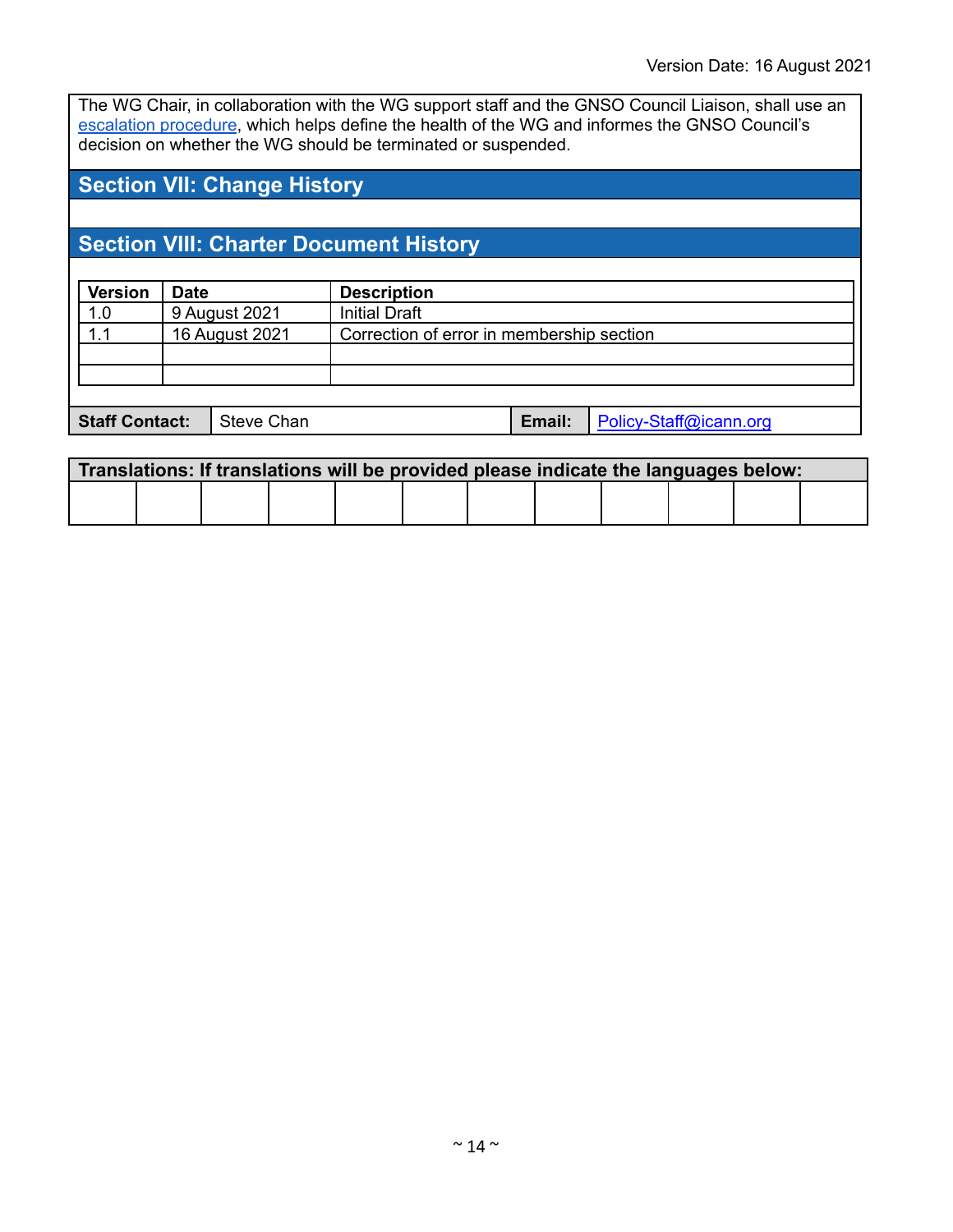The WG Chair, in collaboration with the WG support staff and the GNSO Council Liaison, shall use an escalation procedure, which helps define the health of the WG and informes the GNSO Council's decision on whether the WG should be terminated or suspended.

## Section VII: Change History

## Section VIII: Charter Document History

| Version | Date | Description |
|---|---|---|
| 1.0 | 9 August 2021 | Initial Draft |
| 1.1 | 16 August 2021 | Correction of error in membership section |
| | | |
| | | |

| | | | |
|---|---|---|---|
| **Staff Contact:** | Steve Chan | **Email:** | Policy-Staff@icann.org |

| Translations: If translations will be provided please indicate the languages below: | | | | | | | | | | | |
|---|---|---|---|---|---|---|---|---|---|---|---|
| | | | | | | | | | | | |